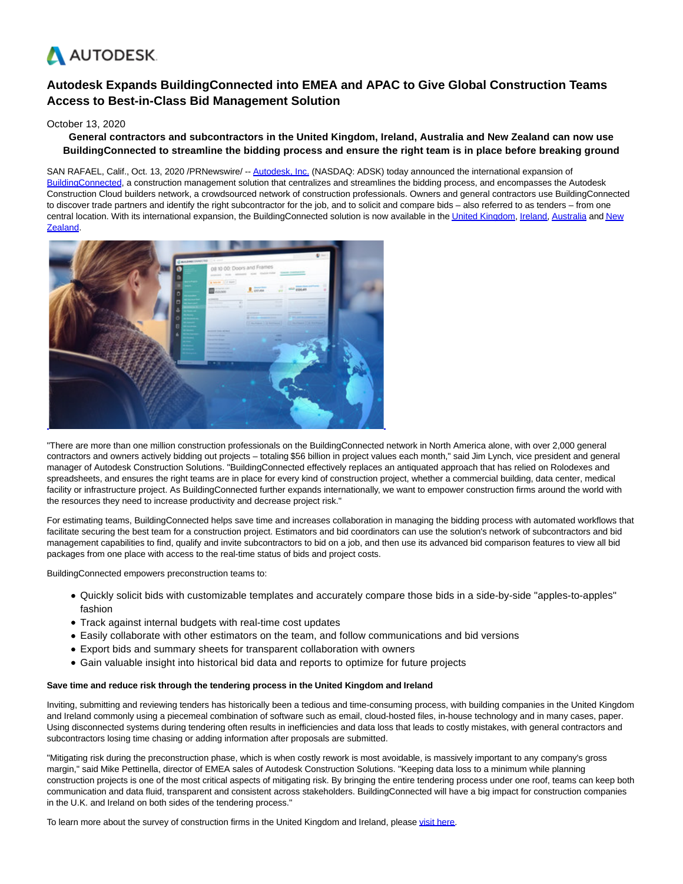# Autodesk Expands BuildingConnected into EMEA and APAC to Give Global Construction Teams Access to Best-in-Class Bid Management Solution

October 13, 2020

**General contractors and subcontractors in the United Kingdom, Ireland, Australia and New Zealand can now use BuildingConnected to streamline the bidding process and ensure the right team is in place before breaking ground**

SAN RAFAEL, Calif., Oct. 13, 2020 /PRNewswire/ -- Autodesk, Inc. (NASDAQ: ADSK) today announced the international expansion of BuildingConnected, a construction management solution that centralizes and streamlines the bidding process, and encompasses the Autodesk Construction Cloud builders network, a crowdsourced network of construction professionals. Owners and general contractors use BuildingConnected to discover trade partners and identify the right subcontractor for the job, and to solicit and compare bids – also referred to as tenders – from one central location. With its international expansion, the BuildingConnected solution is now available in the United Kingdom, Ireland, Australia and New Zealand.

"There are more than one million construction professionals on the BuildingConnected network in North America alone, with over 2,000 general contractors and owners actively bidding out projects – totaling $56 billion in project values each month," said Jim Lynch, vice president and general manager of Autodesk Construction Solutions. "BuildingConnected effectively replaces an antiquated approach that has relied on Rolodexes and spreadsheets, and ensures the right teams are in place for every kind of construction project, whether a commercial building, data center, medical facility or infrastructure project. As BuildingConnected further expands internationally, we want to empower construction firms around the world with the resources they need to increase productivity and decrease project risk."

For estimating teams, BuildingConnected helps save time and increases collaboration in managing the bidding process with automated workflows that facilitate securing the best team for a construction project. Estimators and bid coordinators can use the solution's network of subcontractors and bid management capabilities to find, qualify and invite subcontractors to bid on a job, and then use its advanced bid comparison features to view all bid packages from one place with access to the real-time status of bids and project costs.

BuildingConnected empowers preconstruction teams to:

- Quickly solicit bids with customizable templates and accurately compare those bids in a side-by-side "apples-to-apples" fashion
- Track against internal budgets with real-time cost updates
- Easily collaborate with other estimators on the team, and follow communications and bid versions
- Export bids and summary sheets for transparent collaboration with owners
- Gain valuable insight into historical bid data and reports to optimize for future projects

**Save time and reduce risk through the tendering process in the United Kingdom and Ireland**

Inviting, submitting and reviewing tenders has historically been a tedious and time-consuming process, with building companies in the United Kingdom and Ireland commonly using a piecemeal combination of software such as email, cloud-hosted files, in-house technology and in many cases, paper. Using disconnected systems during tendering often results in inefficiencies and data loss that leads to costly mistakes, with general contractors and subcontractors losing time chasing or adding information after proposals are submitted.

"Mitigating risk during the preconstruction phase, which is when costly rework is most avoidable, is massively important to any company's gross margin," said Mike Pettinella, director of EMEA sales of Autodesk Construction Solutions. "Keeping data loss to a minimum while planning construction projects is one of the most critical aspects of mitigating risk. By bringing the entire tendering process under one roof, teams can keep both communication and data fluid, transparent and consistent across stakeholders. BuildingConnected will have a big impact for construction companies in the U.K. and Ireland on both sides of the tendering process."

To learn more about the survey of construction firms in the United Kingdom and Ireland, please visit here.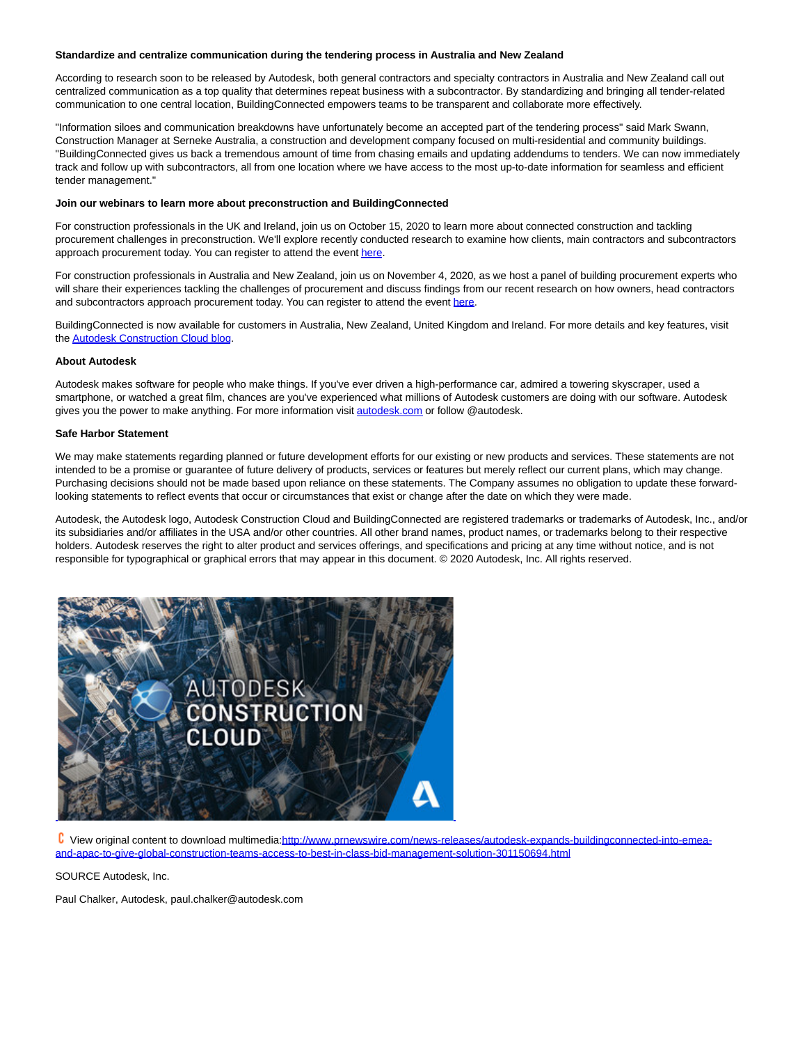**Standardize and centralize communication during the tendering process in Australia and New Zealand**

According to research soon to be released by Autodesk, both general contractors and specialty contractors in Australia and New Zealand call out centralized communication as a top quality that determines repeat business with a subcontractor. By standardizing and bringing all tender-related communication to one central location, BuildingConnected empowers teams to be transparent and collaborate more effectively.

"Information siloes and communication breakdowns have unfortunately become an accepted part of the tendering process" said Mark Swann, Construction Manager at Serneke Australia, a construction and development company focused on multi-residential and community buildings. "BuildingConnected gives us back a tremendous amount of time from chasing emails and updating addendums to tenders. We can now immediately track and follow up with subcontractors, all from one location where we have access to the most up-to-date information for seamless and efficient tender management."

**Join our webinars to learn more about preconstruction and BuildingConnected**

For construction professionals in the UK and Ireland, join us on October 15, 2020 to learn more about connected construction and tackling procurement challenges in preconstruction. We'll explore recently conducted research to examine how clients, main contractors and subcontractors approach procurement today. You can register to attend the event here.

For construction professionals in Australia and New Zealand, join us on November 4, 2020, as we host a panel of building procurement experts who will share their experiences tackling the challenges of procurement and discuss findings from our recent research on how owners, head contractors and subcontractors approach procurement today. You can register to attend the event here.

BuildingConnected is now available for customers in Australia, New Zealand, United Kingdom and Ireland. For more details and key features, visit the Autodesk Construction Cloud blog.

**About Autodesk**

Autodesk makes software for people who make things. If you've ever driven a high-performance car, admired a towering skyscraper, used a smartphone, or watched a great film, chances are you've experienced what millions of Autodesk customers are doing with our software. Autodesk gives you the power to make anything. For more information visit autodesk.com or follow @autodesk.

**Safe Harbor Statement**

We may make statements regarding planned or future development efforts for our existing or new products and services. These statements are not intended to be a promise or guarantee of future delivery of products, services or features but merely reflect our current plans, which may change. Purchasing decisions should not be made based upon reliance on these statements. The Company assumes no obligation to update these forward-looking statements to reflect events that occur or circumstances that exist or change after the date on which they were made.

Autodesk, the Autodesk logo, Autodesk Construction Cloud and BuildingConnected are registered trademarks or trademarks of Autodesk, Inc., and/or its subsidiaries and/or affiliates in the USA and/or other countries. All other brand names, product names, or trademarks belong to their respective holders. Autodesk reserves the right to alter product and services offerings, and specifications and pricing at any time without notice, and is not responsible for typographical or graphical errors that may appear in this document. © 2020 Autodesk, Inc. All rights reserved.

View original content to download multimedia:http://www.prnewswire.com/news-releases/autodesk-expands-buildingconnected-into-emea-and-apac-to-give-global-construction-teams-access-to-best-in-class-bid-management-solution-301150694.html

SOURCE Autodesk, Inc.

Paul Chalker, Autodesk, paul.chalker@autodesk.com